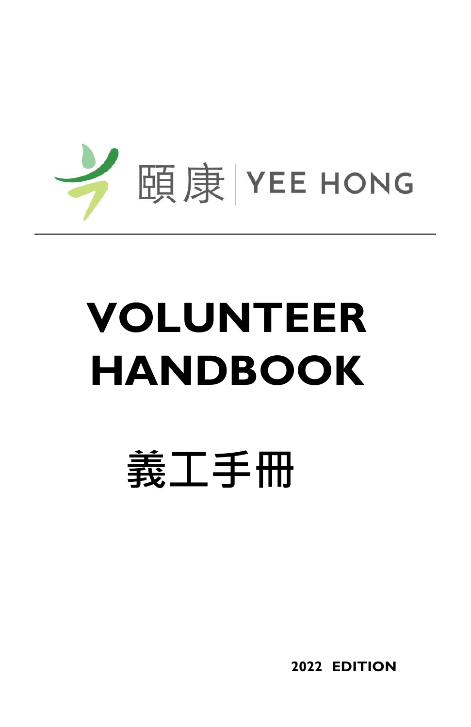頤康 | YEE HONG

# VOLUNTEER HANDBOOK

# 義工手冊

**2022 EDITION**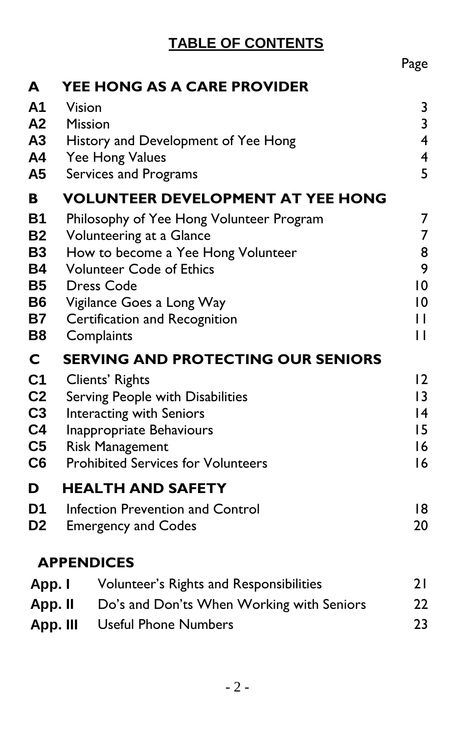# TABLE OF CONTENTS

| | | Page |
|---|---|---|
| **A** | **YEE HONG AS A CARE PROVIDER** | |
| **A1** | Vision | 3 |
| **A2** | Mission | 3 |
| **A3** | History and Development of Yee Hong | 4 |
| **A4** | Yee Hong Values | 4 |
| **A5** | Services and Programs | 5 |
| **B** | **VOLUNTEER DEVELOPMENT AT YEE HONG** | |
| **B1** | Philosophy of Yee Hong Volunteer Program | 7 |
| **B2** | Volunteering at a Glance | 7 |
| **B3** | How to become a Yee Hong Volunteer | 8 |
| **B4** | Volunteer Code of Ethics | 9 |
| **B5** | Dress Code | 10 |
| **B6** | Vigilance Goes a Long Way | 10 |
| **B7** | Certification and Recognition | 11 |
| **B8** | Complaints | 11 |
| **C** | **SERVING AND PROTECTING OUR SENIORS** | |
| **C1** | Clients' Rights | 12 |
| **C2** | Serving People with Disabilities | 13 |
| **C3** | Interacting with Seniors | 14 |
| **C4** | Inappropriate Behaviours | 15 |
| **C5** | Risk Management | 16 |
| **C6** | Prohibited Services for Volunteers | 16 |
| **D** | **HEALTH AND SAFETY** | |
| **D1** | Infection Prevention and Control | 18 |
| **D2** | Emergency and Codes | 20 |
| | **APPENDICES** | |
| **App. I** | Volunteer's Rights and Responsibilities | 21 |
| **App. II** | Do's and Don'ts When Working with Seniors | 22 |
| **App. III** | Useful Phone Numbers | 23 |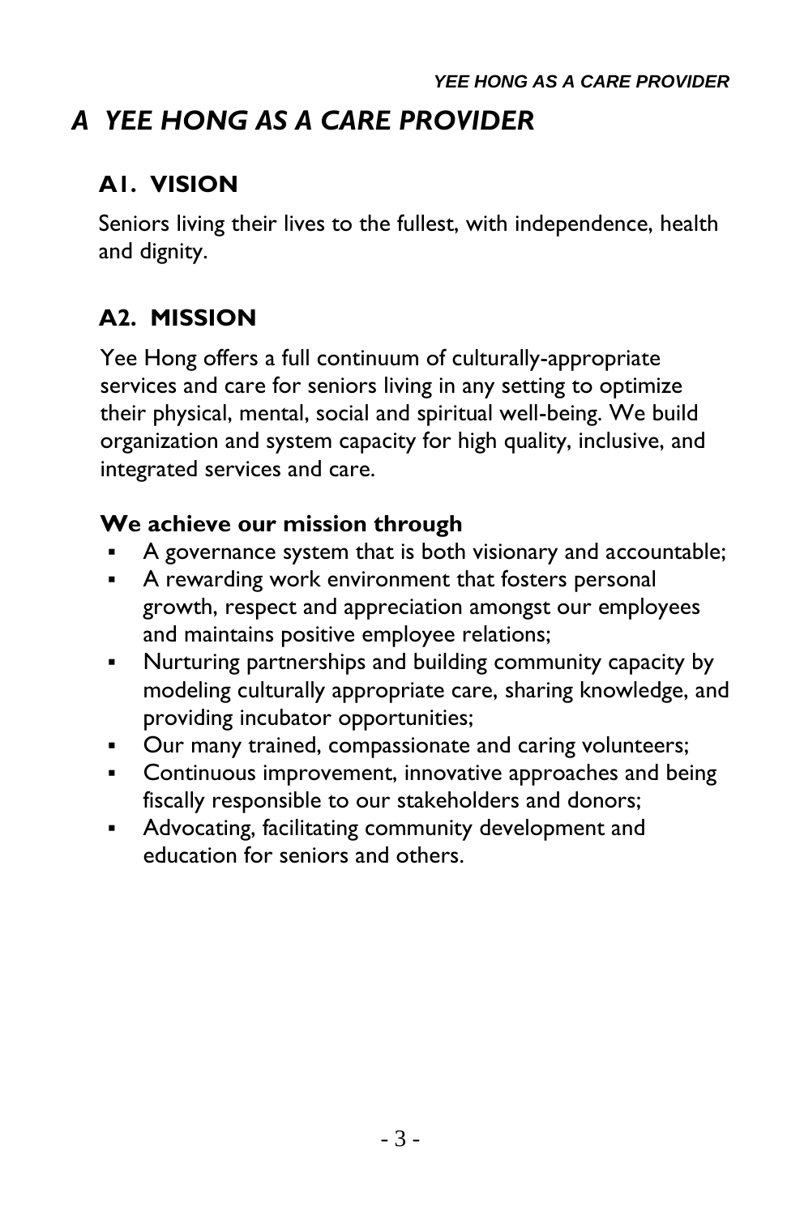# *A YEE HONG AS A CARE PROVIDER*

## A1. VISION

Seniors living their lives to the fullest, with independence, health and dignity.

## A2. MISSION

Yee Hong offers a full continuum of culturally-appropriate services and care for seniors living in any setting to optimize their physical, mental, social and spiritual well-being. We build organization and system capacity for high quality, inclusive, and integrated services and care.

**We achieve our mission through**

- A governance system that is both visionary and accountable;
- A rewarding work environment that fosters personal growth, respect and appreciation amongst our employees and maintains positive employee relations;
- Nurturing partnerships and building community capacity by modeling culturally appropriate care, sharing knowledge, and providing incubator opportunities;
- Our many trained, compassionate and caring volunteers;
- Continuous improvement, innovative approaches and being fiscally responsible to our stakeholders and donors;
- Advocating, facilitating community development and education for seniors and others.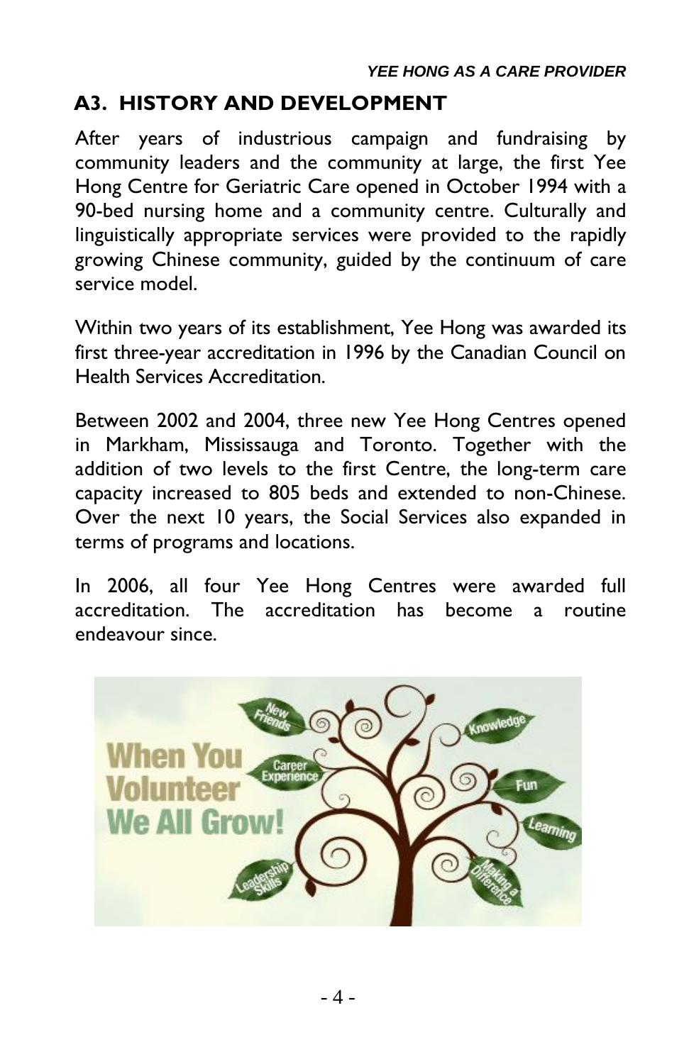## A3. HISTORY AND DEVELOPMENT

After years of industrious campaign and fundraising by community leaders and the community at large, the first Yee Hong Centre for Geriatric Care opened in October 1994 with a 90-bed nursing home and a community centre. Culturally and linguistically appropriate services were provided to the rapidly growing Chinese community, guided by the continuum of care service model.

Within two years of its establishment, Yee Hong was awarded its first three-year accreditation in 1996 by the Canadian Council on Health Services Accreditation.

Between 2002 and 2004, three new Yee Hong Centres opened in Markham, Mississauga and Toronto. Together with the addition of two levels to the first Centre, the long-term care capacity increased to 805 beds and extended to non-Chinese. Over the next 10 years, the Social Services also expanded in terms of programs and locations.

In 2006, all four Yee Hong Centres were awarded full accreditation. The accreditation has become a routine endeavour since.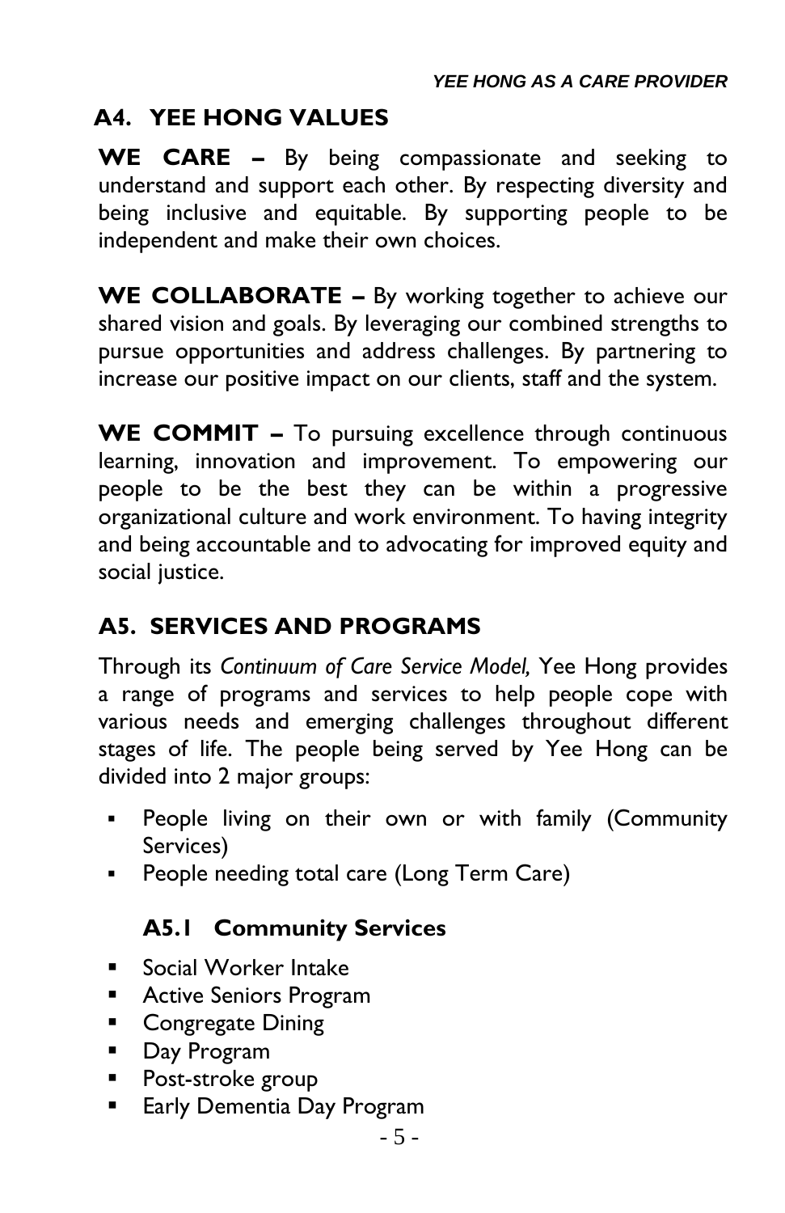## A4. YEE HONG VALUES

**WE CARE –** By being compassionate and seeking to understand and support each other. By respecting diversity and being inclusive and equitable. By supporting people to be independent and make their own choices.

**WE COLLABORATE –** By working together to achieve our shared vision and goals. By leveraging our combined strengths to pursue opportunities and address challenges. By partnering to increase our positive impact on our clients, staff and the system.

**WE COMMIT –** To pursuing excellence through continuous learning, innovation and improvement. To empowering our people to be the best they can be within a progressive organizational culture and work environment. To having integrity and being accountable and to advocating for improved equity and social justice.

## A5. SERVICES AND PROGRAMS

Through its *Continuum of Care Service Model,* Yee Hong provides a range of programs and services to help people cope with various needs and emerging challenges throughout different stages of life. The people being served by Yee Hong can be divided into 2 major groups:

- People living on their own or with family (Community Services)
- People needing total care (Long Term Care)

### A5.1 Community Services

- Social Worker Intake
- Active Seniors Program
- Congregate Dining
- Day Program
- Post-stroke group
- Early Dementia Day Program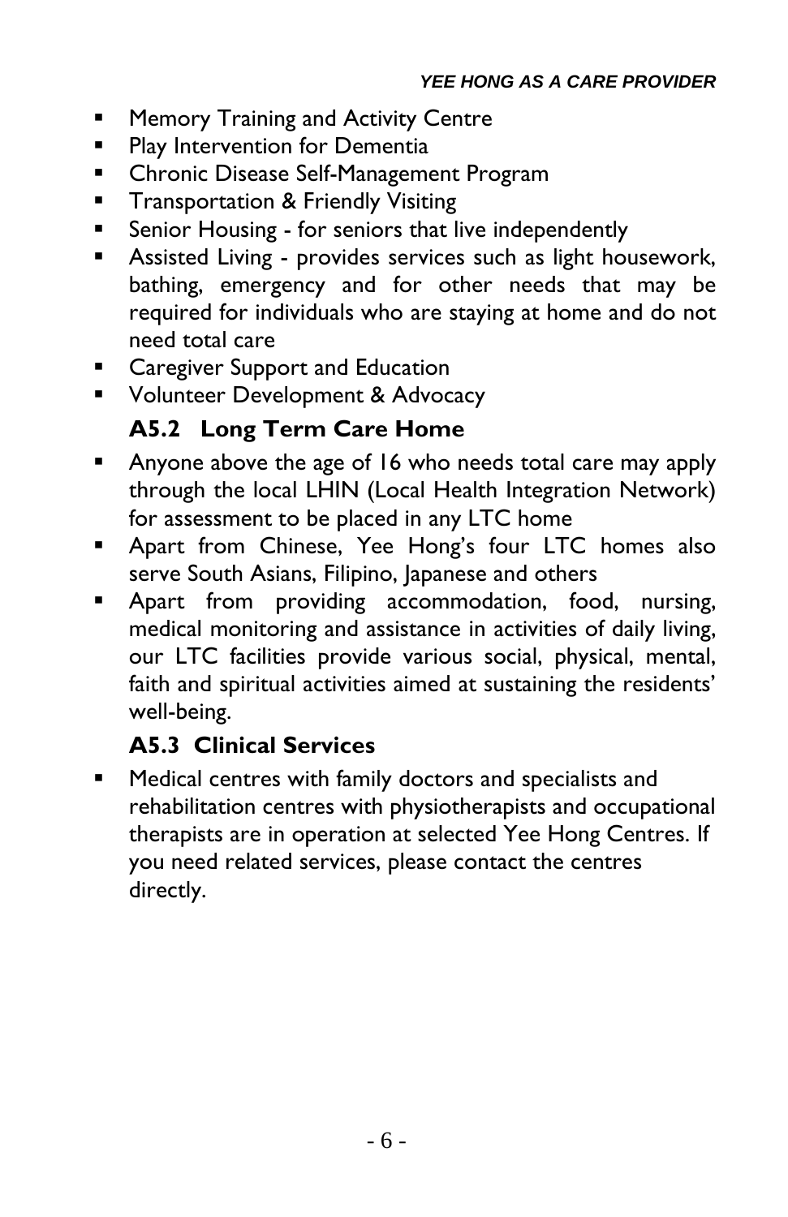- Memory Training and Activity Centre
- Play Intervention for Dementia
- Chronic Disease Self-Management Program
- Transportation & Friendly Visiting
- Senior Housing - for seniors that live independently
- Assisted Living - provides services such as light housework, bathing, emergency and for other needs that may be required for individuals who are staying at home and do not need total care
- Caregiver Support and Education
- Volunteer Development & Advocacy

### A5.2 Long Term Care Home

- Anyone above the age of 16 who needs total care may apply through the local LHIN (Local Health Integration Network) for assessment to be placed in any LTC home
- Apart from Chinese, Yee Hong's four LTC homes also serve South Asians, Filipino, Japanese and others
- Apart from providing accommodation, food, nursing, medical monitoring and assistance in activities of daily living, our LTC facilities provide various social, physical, mental, faith and spiritual activities aimed at sustaining the residents' well-being.

### A5.3 Clinical Services

- Medical centres with family doctors and specialists and rehabilitation centres with physiotherapists and occupational therapists are in operation at selected Yee Hong Centres. If you need related services, please contact the centres directly.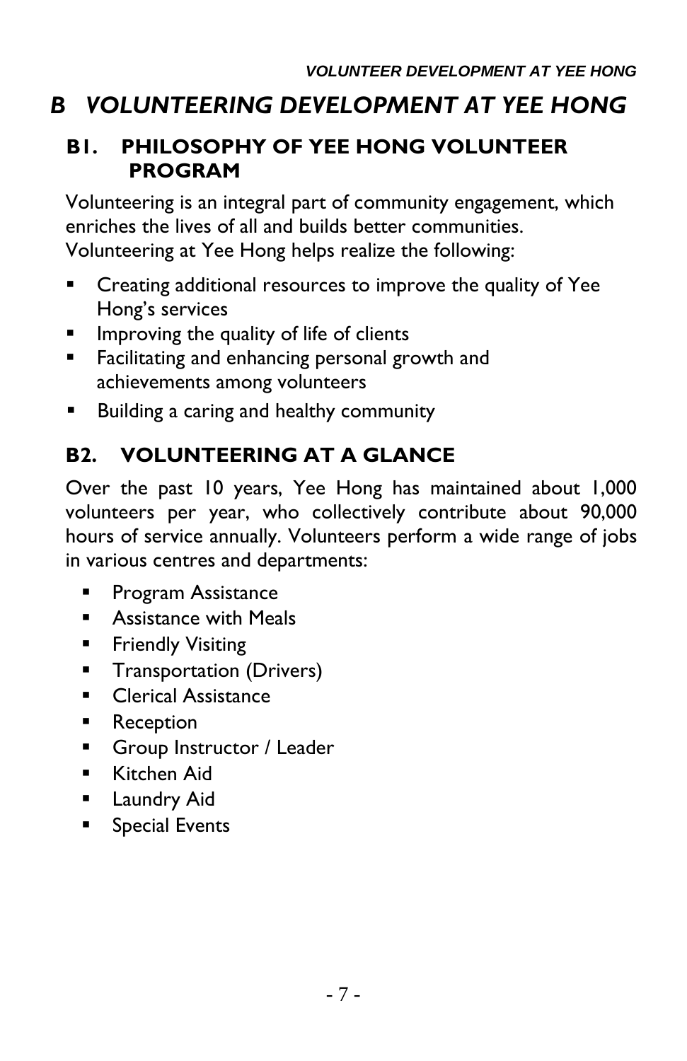# *B VOLUNTEERING DEVELOPMENT AT YEE HONG*

## B1. PHILOSOPHY OF YEE HONG VOLUNTEER PROGRAM

Volunteering is an integral part of community engagement, which enriches the lives of all and builds better communities. Volunteering at Yee Hong helps realize the following:

- Creating additional resources to improve the quality of Yee Hong's services
- Improving the quality of life of clients
- Facilitating and enhancing personal growth and achievements among volunteers
- Building a caring and healthy community

## B2. VOLUNTEERING AT A GLANCE

Over the past 10 years, Yee Hong has maintained about 1,000 volunteers per year, who collectively contribute about 90,000 hours of service annually. Volunteers perform a wide range of jobs in various centres and departments:

- Program Assistance
- Assistance with Meals
- Friendly Visiting
- Transportation (Drivers)
- Clerical Assistance
- Reception
- Group Instructor / Leader
- Kitchen Aid
- Laundry Aid
- Special Events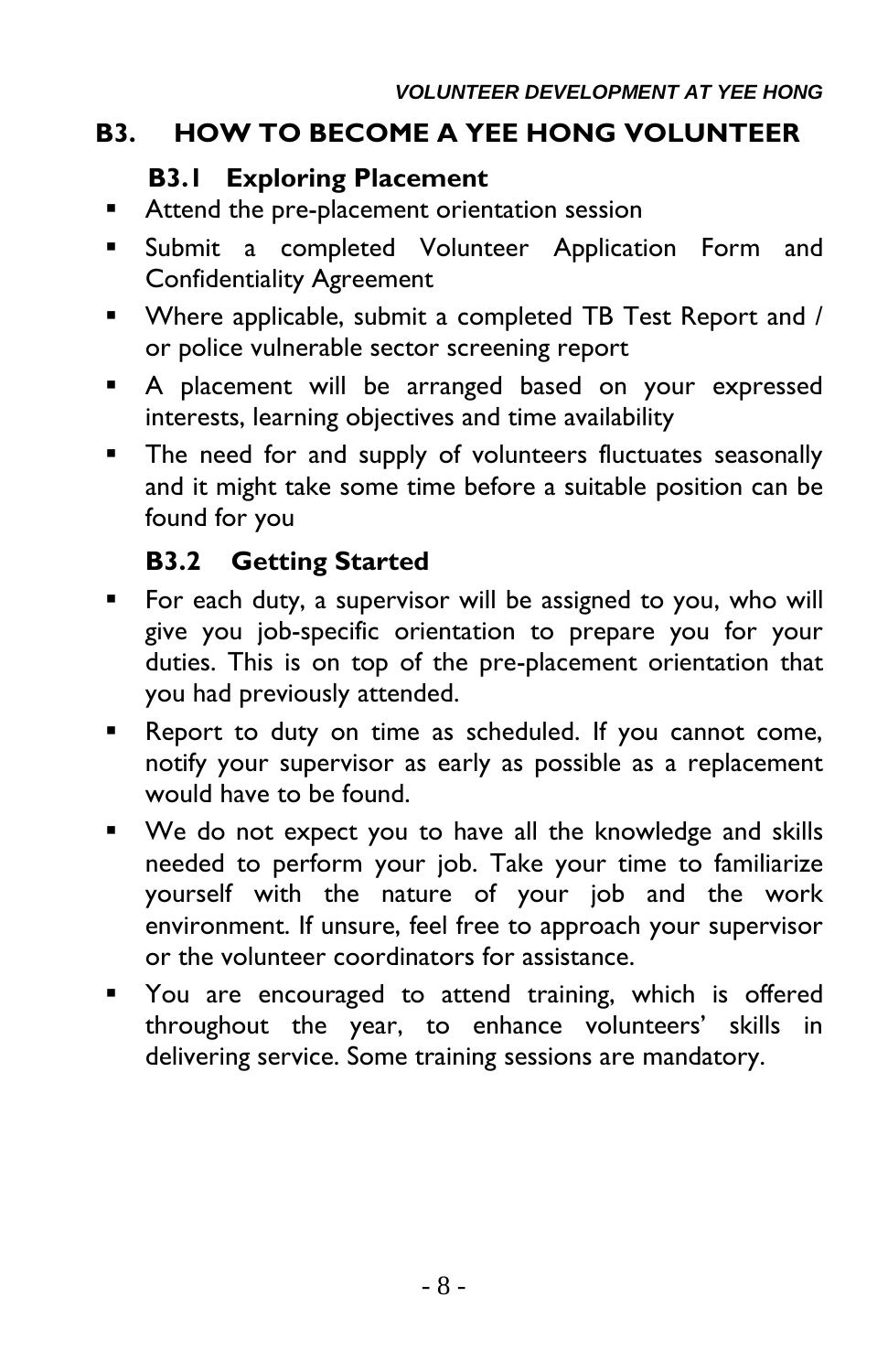## B3. HOW TO BECOME A YEE HONG VOLUNTEER

### B3.1 Exploring Placement

- Attend the pre-placement orientation session
- Submit a completed Volunteer Application Form and Confidentiality Agreement
- Where applicable, submit a completed TB Test Report and / or police vulnerable sector screening report
- A placement will be arranged based on your expressed interests, learning objectives and time availability
- The need for and supply of volunteers fluctuates seasonally and it might take some time before a suitable position can be found for you

### B3.2 Getting Started

- For each duty, a supervisor will be assigned to you, who will give you job-specific orientation to prepare you for your duties. This is on top of the pre-placement orientation that you had previously attended.
- Report to duty on time as scheduled. If you cannot come, notify your supervisor as early as possible as a replacement would have to be found.
- We do not expect you to have all the knowledge and skills needed to perform your job. Take your time to familiarize yourself with the nature of your job and the work environment. If unsure, feel free to approach your supervisor or the volunteer coordinators for assistance.
- You are encouraged to attend training, which is offered throughout the year, to enhance volunteers' skills in delivering service. Some training sessions are mandatory.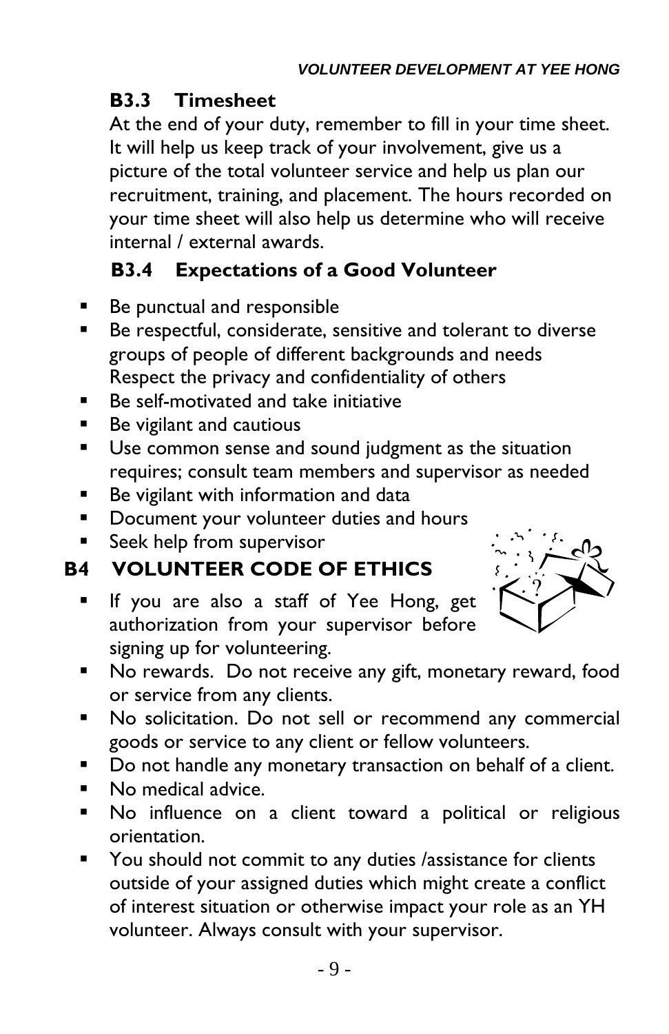### B3.3 Timesheet

At the end of your duty, remember to fill in your time sheet. It will help us keep track of your involvement, give us a picture of the total volunteer service and help us plan our recruitment, training, and placement. The hours recorded on your time sheet will also help us determine who will receive internal / external awards.

### B3.4 Expectations of a Good Volunteer

- Be punctual and responsible
- Be respectful, considerate, sensitive and tolerant to diverse groups of people of different backgrounds and needs
  Respect the privacy and confidentiality of others
- Be self-motivated and take initiative
- Be vigilant and cautious
- Use common sense and sound judgment as the situation requires; consult team members and supervisor as needed
- Be vigilant with information and data
- Document your volunteer duties and hours
- Seek help from supervisor

## B4 VOLUNTEER CODE OF ETHICS

- If you are also a staff of Yee Hong, get authorization from your supervisor before signing up for volunteering.
- No rewards. Do not receive any gift, monetary reward, food or service from any clients.
- No solicitation. Do not sell or recommend any commercial goods or service to any client or fellow volunteers.
- Do not handle any monetary transaction on behalf of a client.
- No medical advice.
- No influence on a client toward a political or religious orientation.
- You should not commit to any duties /assistance for clients outside of your assigned duties which might create a conflict of interest situation or otherwise impact your role as an YH volunteer. Always consult with your supervisor.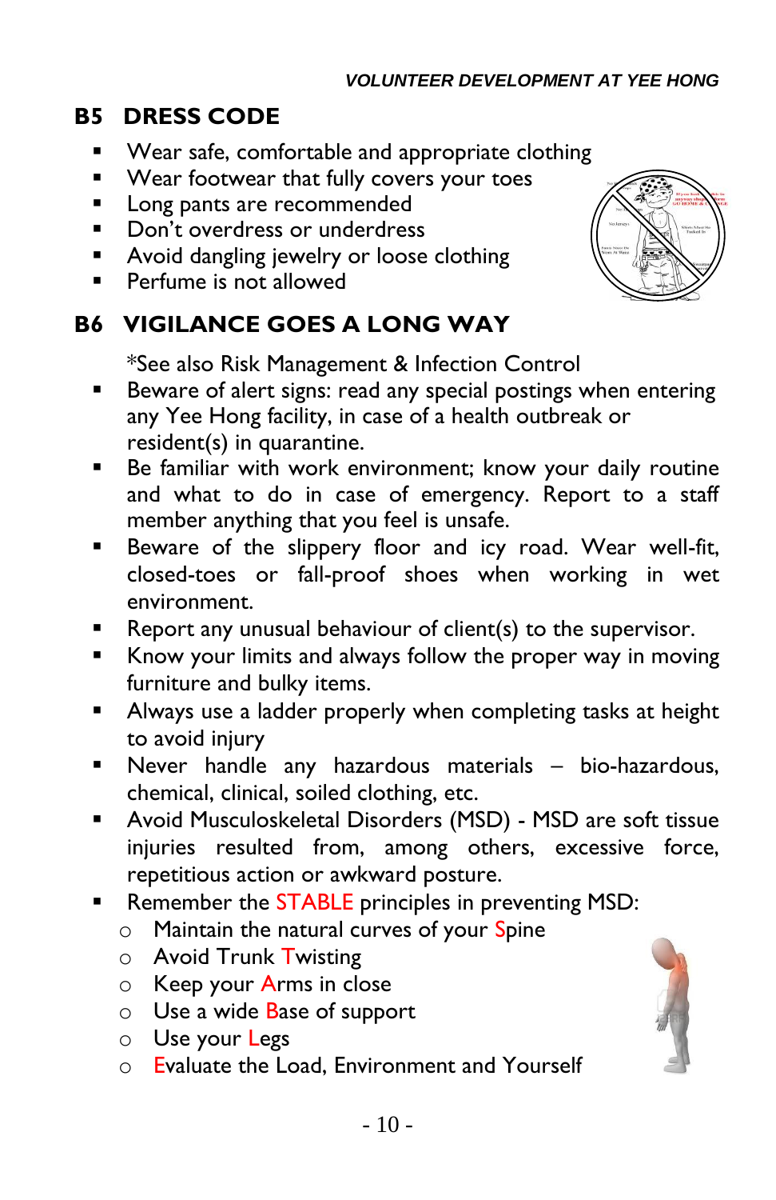## B5 DRESS CODE

- Wear safe, comfortable and appropriate clothing
- Wear footwear that fully covers your toes
- Long pants are recommended
- Don't overdress or underdress
- Avoid dangling jewelry or loose clothing
- Perfume is not allowed

## B6 VIGILANCE GOES A LONG WAY

*See also Risk Management & Infection Control

- Beware of alert signs: read any special postings when entering any Yee Hong facility, in case of a health outbreak or resident(s) in quarantine.
- Be familiar with work environment; know your daily routine and what to do in case of emergency. Report to a staff member anything that you feel is unsafe.
- Beware of the slippery floor and icy road. Wear well-fit, closed-toes or fall-proof shoes when working in wet environment.
- Report any unusual behaviour of client(s) to the supervisor.
- Know your limits and always follow the proper way in moving furniture and bulky items.
- Always use a ladder properly when completing tasks at height to avoid injury
- Never handle any hazardous materials – bio-hazardous, chemical, clinical, soiled clothing, etc.
- Avoid Musculoskeletal Disorders (MSD) - MSD are soft tissue injuries resulted from, among others, excessive force, repetitious action or awkward posture.
- Remember the STABLE principles in preventing MSD:
  - Maintain the natural curves of your Spine
  - Avoid Trunk Twisting
  - Keep your Arms in close
  - Use a wide Base of support
  - Use your Legs
  - Evaluate the Load, Environment and Yourself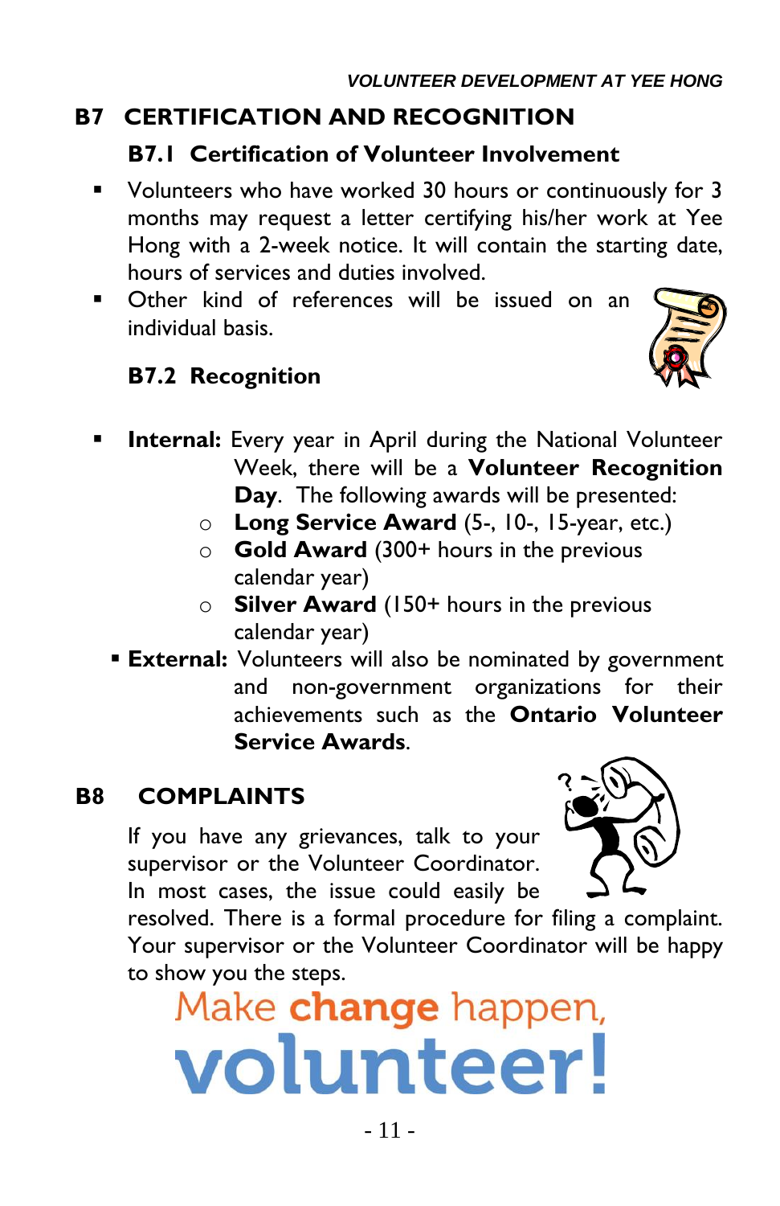## B7 CERTIFICATION AND RECOGNITION

### B7.1 Certification of Volunteer Involvement

- Volunteers who have worked 30 hours or continuously for 3 months may request a letter certifying his/her work at Yee Hong with a 2-week notice. It will contain the starting date, hours of services and duties involved.
- Other kind of references will be issued on an individual basis.

### B7.2 Recognition

- **Internal:** Every year in April during the National Volunteer Week, there will be a **Volunteer Recognition Day**. The following awards will be presented:
  - **Long Service Award** (5-, 10-, 15-year, etc.)
  - **Gold Award** (300+ hours in the previous calendar year)
  - **Silver Award** (150+ hours in the previous calendar year)
- **External:** Volunteers will also be nominated by government and non-government organizations for their achievements such as the **Ontario Volunteer Service Awards**.

## B8 COMPLAINTS

If you have any grievances, talk to your supervisor or the Volunteer Coordinator. In most cases, the issue could easily be resolved. There is a formal procedure for filing a complaint. Your supervisor or the Volunteer Coordinator will be happy to show you the steps.

Make **change** happen,
**volunteer!**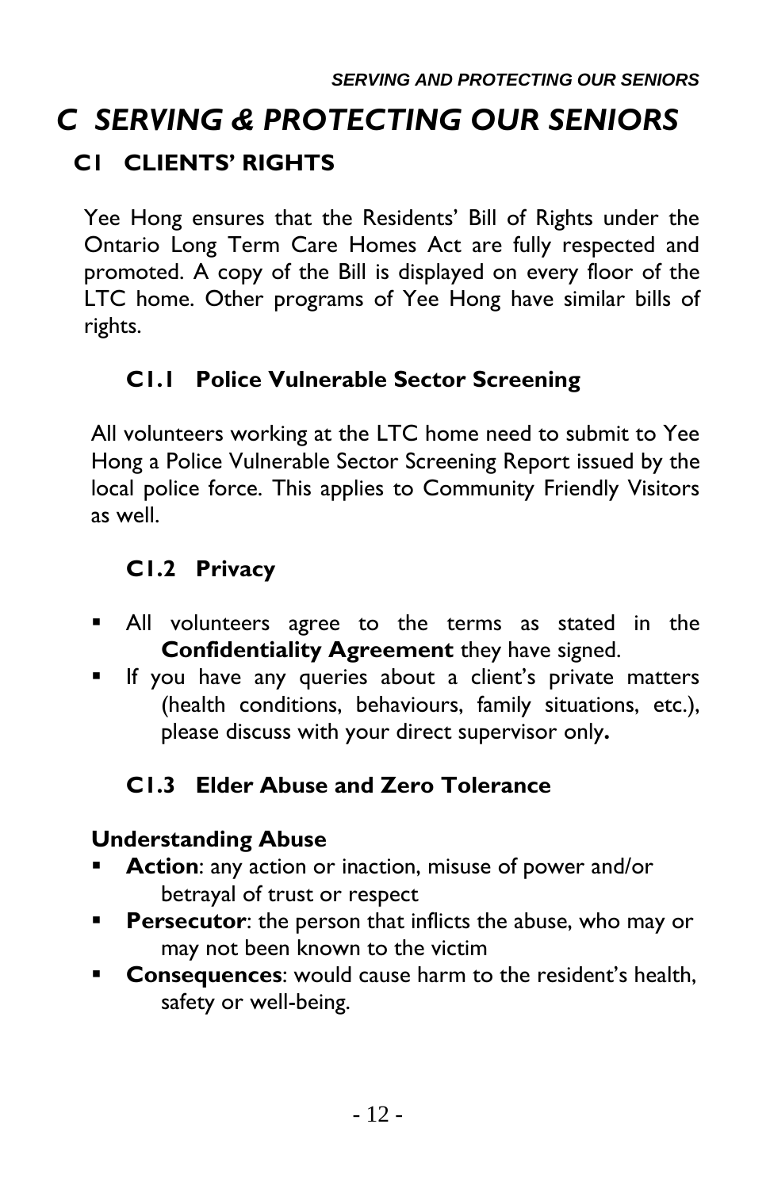# C SERVING & PROTECTING OUR SENIORS

## C1 CLIENTS' RIGHTS

Yee Hong ensures that the Residents' Bill of Rights under the Ontario Long Term Care Homes Act are fully respected and promoted. A copy of the Bill is displayed on every floor of the LTC home. Other programs of Yee Hong have similar bills of rights.

### C1.1 Police Vulnerable Sector Screening

All volunteers working at the LTC home need to submit to Yee Hong a Police Vulnerable Sector Screening Report issued by the local police force. This applies to Community Friendly Visitors as well.

### C1.2 Privacy

- All volunteers agree to the terms as stated in the **Confidentiality Agreement** they have signed.
- If you have any queries about a client's private matters (health conditions, behaviours, family situations, etc.), please discuss with your direct supervisor only**.**

### C1.3 Elder Abuse and Zero Tolerance

**Understanding Abuse**

- **Action**: any action or inaction, misuse of power and/or betrayal of trust or respect
- **Persecutor**: the person that inflicts the abuse, who may or may not been known to the victim
- **Consequences**: would cause harm to the resident's health, safety or well-being.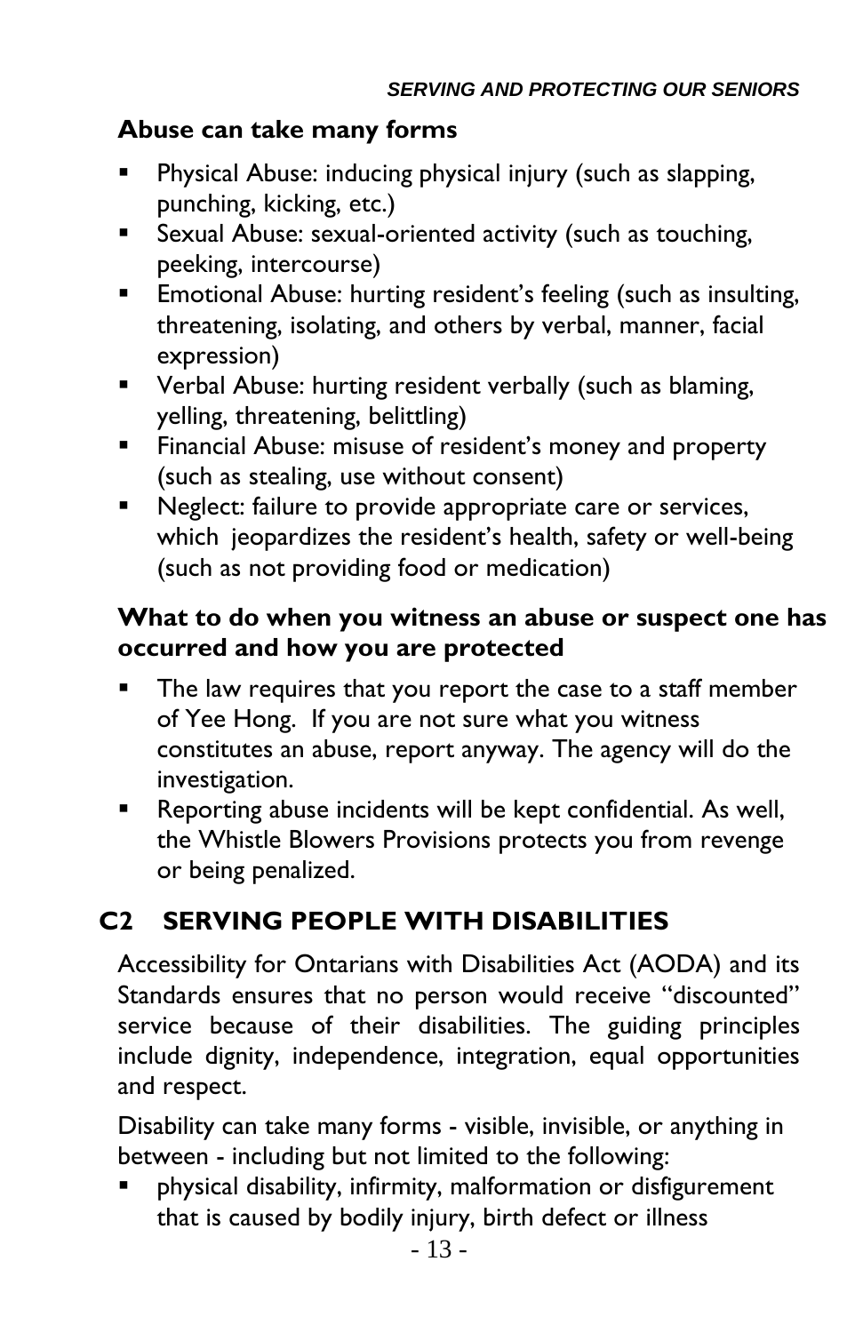### Abuse can take many forms

- Physical Abuse: inducing physical injury (such as slapping, punching, kicking, etc.)
- Sexual Abuse: sexual-oriented activity (such as touching, peeking, intercourse)
- Emotional Abuse: hurting resident's feeling (such as insulting, threatening, isolating, and others by verbal, manner, facial expression)
- Verbal Abuse: hurting resident verbally (such as blaming, yelling, threatening, belittling)
- Financial Abuse: misuse of resident's money and property (such as stealing, use without consent)
- Neglect: failure to provide appropriate care or services, which jeopardizes the resident's health, safety or well-being (such as not providing food or medication)

### What to do when you witness an abuse or suspect one has occurred and how you are protected

- The law requires that you report the case to a staff member of Yee Hong. If you are not sure what you witness constitutes an abuse, report anyway. The agency will do the investigation.
- Reporting abuse incidents will be kept confidential. As well, the Whistle Blowers Provisions protects you from revenge or being penalized.

## C2 SERVING PEOPLE WITH DISABILITIES

Accessibility for Ontarians with Disabilities Act (AODA) and its Standards ensures that no person would receive "discounted" service because of their disabilities. The guiding principles include dignity, independence, integration, equal opportunities and respect.

Disability can take many forms - visible, invisible, or anything in between - including but not limited to the following:

- physical disability, infirmity, malformation or disfigurement that is caused by bodily injury, birth defect or illness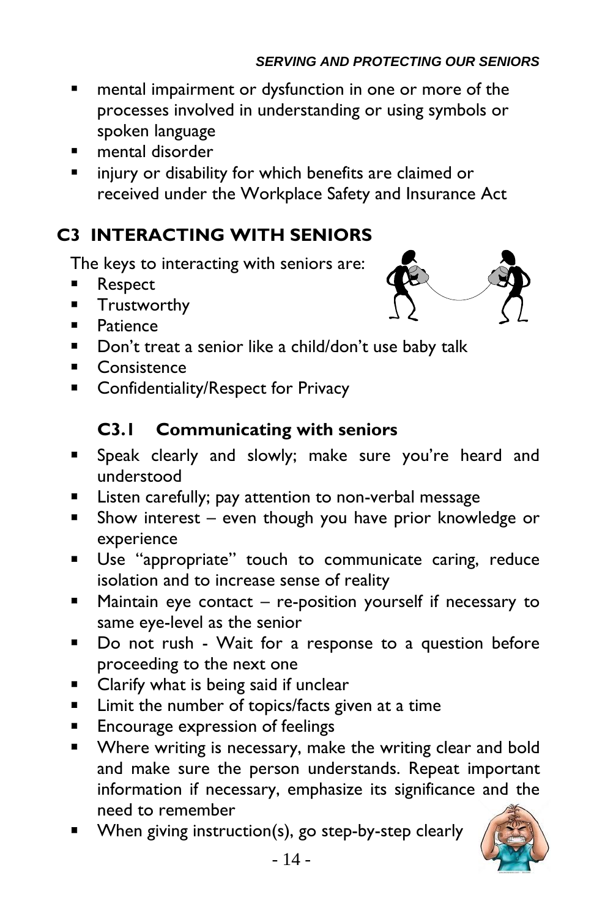- mental impairment or dysfunction in one or more of the processes involved in understanding or using symbols or spoken language
- mental disorder
- injury or disability for which benefits are claimed or received under the Workplace Safety and Insurance Act

## C3 INTERACTING WITH SENIORS

The keys to interacting with seniors are:

- Respect
- Trustworthy
- Patience
- Don't treat a senior like a child/don't use baby talk
- Consistence
- Confidentiality/Respect for Privacy

### C3.1 Communicating with seniors

- Speak clearly and slowly; make sure you're heard and understood
- Listen carefully; pay attention to non-verbal message
- Show interest – even though you have prior knowledge or experience
- Use "appropriate" touch to communicate caring, reduce isolation and to increase sense of reality
- Maintain eye contact – re-position yourself if necessary to same eye-level as the senior
- Do not rush - Wait for a response to a question before proceeding to the next one
- Clarify what is being said if unclear
- Limit the number of topics/facts given at a time
- Encourage expression of feelings
- Where writing is necessary, make the writing clear and bold and make sure the person understands. Repeat important information if necessary, emphasize its significance and the need to remember
- When giving instruction(s), go step-by-step clearly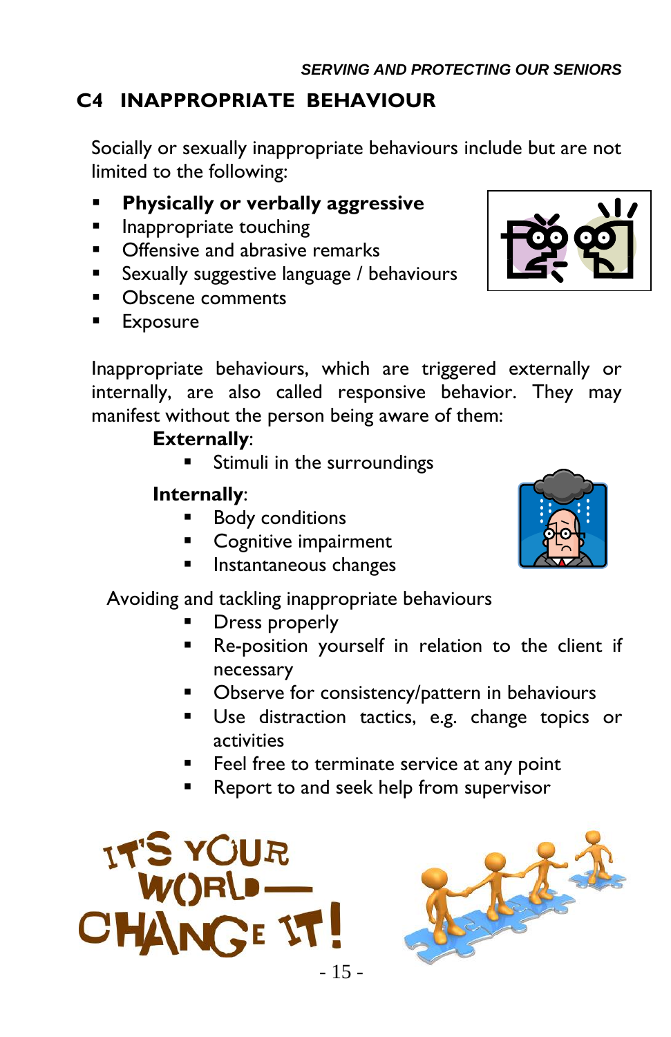## C4 INAPPROPRIATE BEHAVIOUR

Socially or sexually inappropriate behaviours include but are not limited to the following:

- **Physically or verbally aggressive**
- Inappropriate touching
- Offensive and abrasive remarks
- Sexually suggestive language / behaviours
- Obscene comments
- Exposure

Inappropriate behaviours, which are triggered externally or internally, are also called responsive behavior. They may manifest without the person being aware of them:

**Externally**:

- Stimuli in the surroundings

**Internally**:

- Body conditions
- Cognitive impairment
- Instantaneous changes

Avoiding and tackling inappropriate behaviours

- Dress properly
- Re-position yourself in relation to the client if necessary
- Observe for consistency/pattern in behaviours
- Use distraction tactics, e.g. change topics or activities
- Feel free to terminate service at any point
- Report to and seek help from supervisor

IT'S YOUR WORLD— CHANGE IT!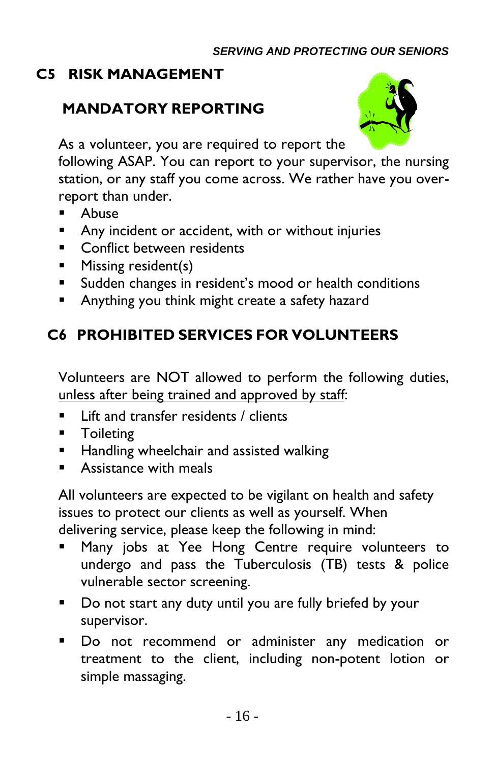## C5 RISK MANAGEMENT

### MANDATORY REPORTING

As a volunteer, you are required to report the following ASAP. You can report to your supervisor, the nursing station, or any staff you come across. We rather have you over-report than under.

- Abuse
- Any incident or accident, with or without injuries
- Conflict between residents
- Missing resident(s)
- Sudden changes in resident's mood or health conditions
- Anything you think might create a safety hazard

## C6 PROHIBITED SERVICES FOR VOLUNTEERS

Volunteers are NOT allowed to perform the following duties, <u>unless after being trained and approved by staff</u>:

- Lift and transfer residents / clients
- Toileting
- Handling wheelchair and assisted walking
- Assistance with meals

All volunteers are expected to be vigilant on health and safety issues to protect our clients as well as yourself. When delivering service, please keep the following in mind:

- Many jobs at Yee Hong Centre require volunteers to undergo and pass the Tuberculosis (TB) tests & police vulnerable sector screening.
- Do not start any duty until you are fully briefed by your supervisor.
- Do not recommend or administer any medication or treatment to the client, including non-potent lotion or simple massaging.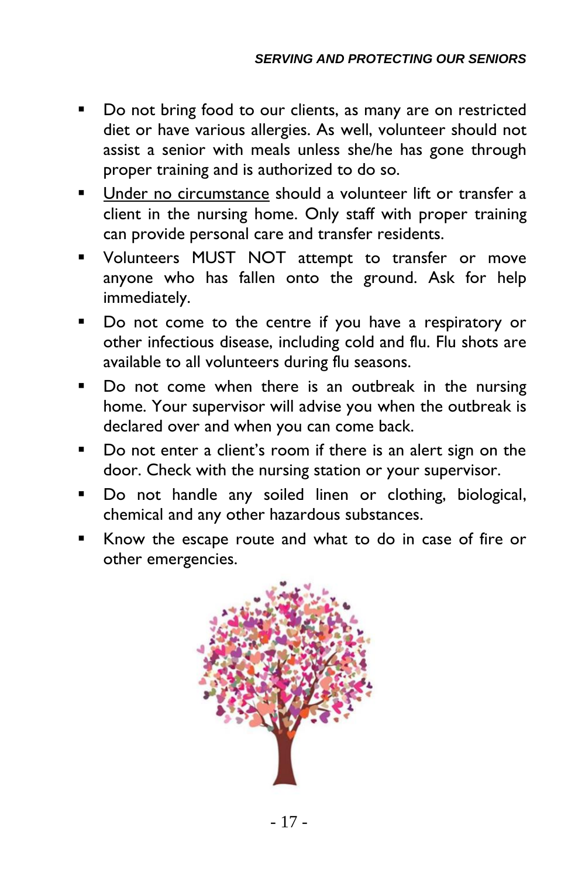- Do not bring food to our clients, as many are on restricted diet or have various allergies. As well, volunteer should not assist a senior with meals unless she/he has gone through proper training and is authorized to do so.
- <u>Under no circumstance</u> should a volunteer lift or transfer a client in the nursing home. Only staff with proper training can provide personal care and transfer residents.
- Volunteers MUST NOT attempt to transfer or move anyone who has fallen onto the ground. Ask for help immediately.
- Do not come to the centre if you have a respiratory or other infectious disease, including cold and flu. Flu shots are available to all volunteers during flu seasons.
- Do not come when there is an outbreak in the nursing home. Your supervisor will advise you when the outbreak is declared over and when you can come back.
- Do not enter a client's room if there is an alert sign on the door. Check with the nursing station or your supervisor.
- Do not handle any soiled linen or clothing, biological, chemical and any other hazardous substances.
- Know the escape route and what to do in case of fire or other emergencies.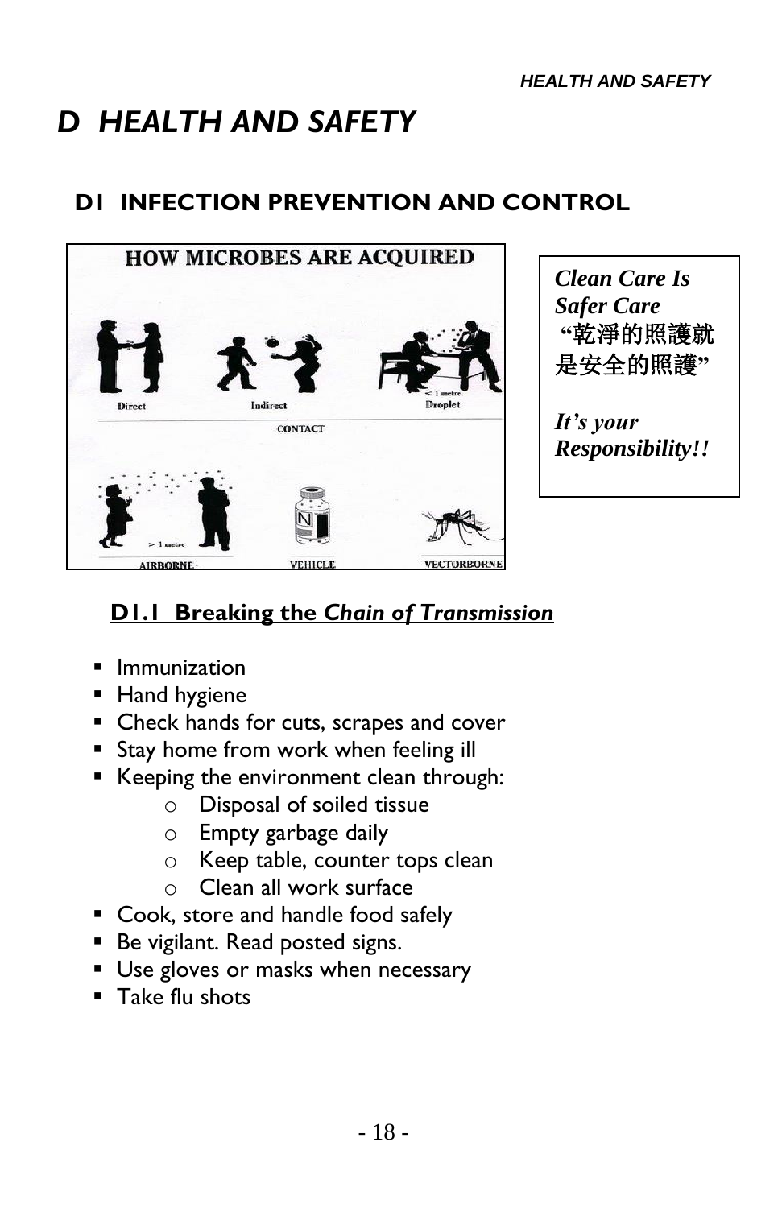# D HEALTH AND SAFETY

## D1 INFECTION PREVENTION AND CONTROL

HOW MICROBES ARE ACQUIRED

Direct | Indirect | Droplet (< 1 metre)

CONTACT

AIRBORNE (> 1 metre) | VEHICLE | VECTORBORNE

***Clean Care Is Safer Care***
**"乾淨的照護就是安全的照護"**

***It's your Responsibility!!***

### D1.1 Breaking the *Chain of Transmission*

- Immunization
- Hand hygiene
- Check hands for cuts, scrapes and cover
- Stay home from work when feeling ill
- Keeping the environment clean through:
  - Disposal of soiled tissue
  - Empty garbage daily
  - Keep table, counter tops clean
  - Clean all work surface
- Cook, store and handle food safely
- Be vigilant. Read posted signs.
- Use gloves or masks when necessary
- Take flu shots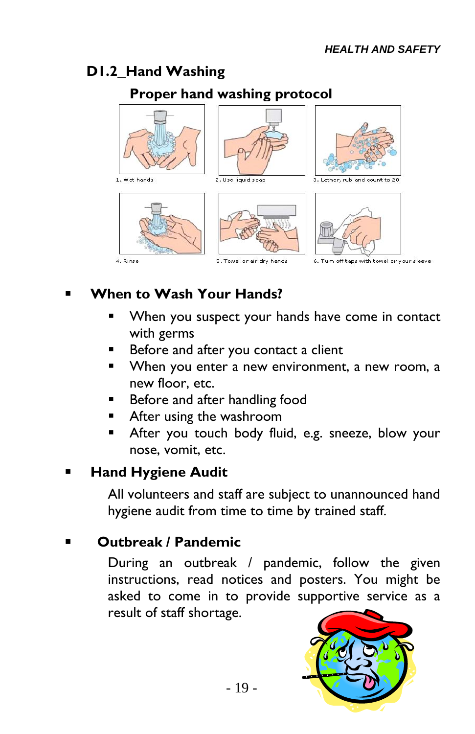## D1.2_Hand Washing

### Proper hand washing protocol

1. Wet hands
2. Use liquid soap
3. Lather, rub and count to 20
4. Rinse
5. Towel or air dry hands
6. Turn off taps with towel or your sleeve

- **When to Wash Your Hands?**
  - When you suspect your hands have come in contact with germs
  - Before and after you contact a client
  - When you enter a new environment, a new room, a new floor, etc.
  - Before and after handling food
  - After using the washroom
  - After you touch body fluid, e.g. sneeze, blow your nose, vomit, etc.

- **Hand Hygiene Audit**

  All volunteers and staff are subject to unannounced hand hygiene audit from time to time by trained staff.

- **Outbreak / Pandemic**

  During an outbreak / pandemic, follow the given instructions, read notices and posters. You might be asked to come in to provide supportive service as a result of staff shortage.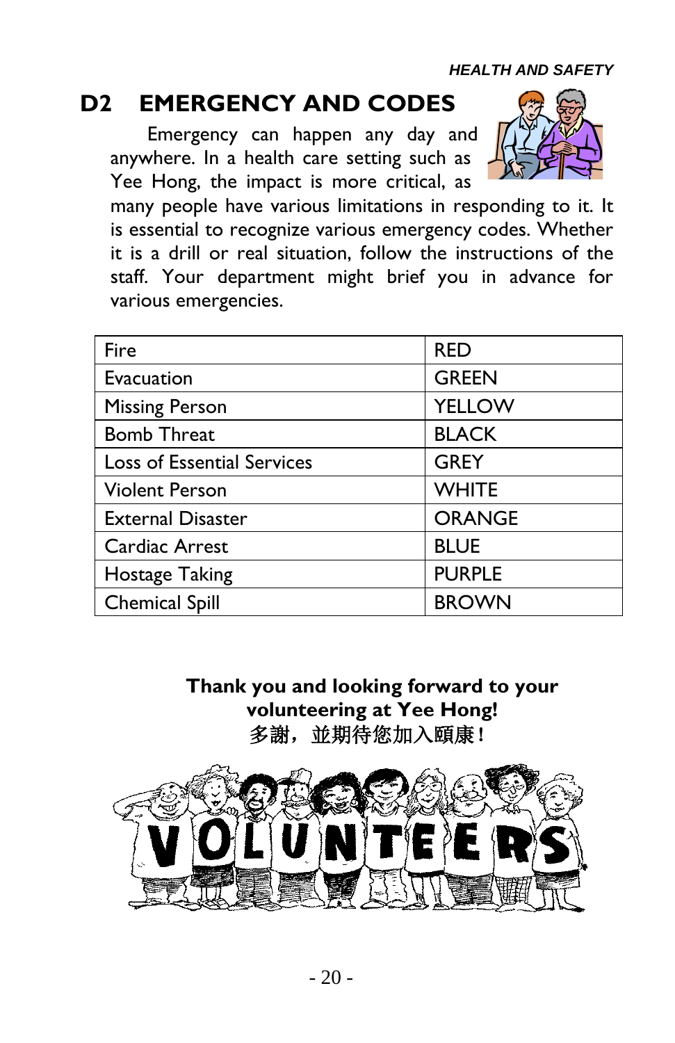## D2 EMERGENCY AND CODES

Emergency can happen any day and anywhere. In a health care setting such as Yee Hong, the impact is more critical, as many people have various limitations in responding to it. It is essential to recognize various emergency codes. Whether it is a drill or real situation, follow the instructions of the staff. Your department might brief you in advance for various emergencies.

| Fire | RED |
|---|---|
| Evacuation | GREEN |
| Missing Person | YELLOW |
| Bomb Threat | BLACK |
| Loss of Essential Services | GREY |
| Violent Person | WHITE |
| External Disaster | ORANGE |
| Cardiac Arrest | BLUE |
| Hostage Taking | PURPLE |
| Chemical Spill | BROWN |

**Thank you and looking forward to your volunteering at Yee Hong!**
**多謝，並期待您加入頤康！**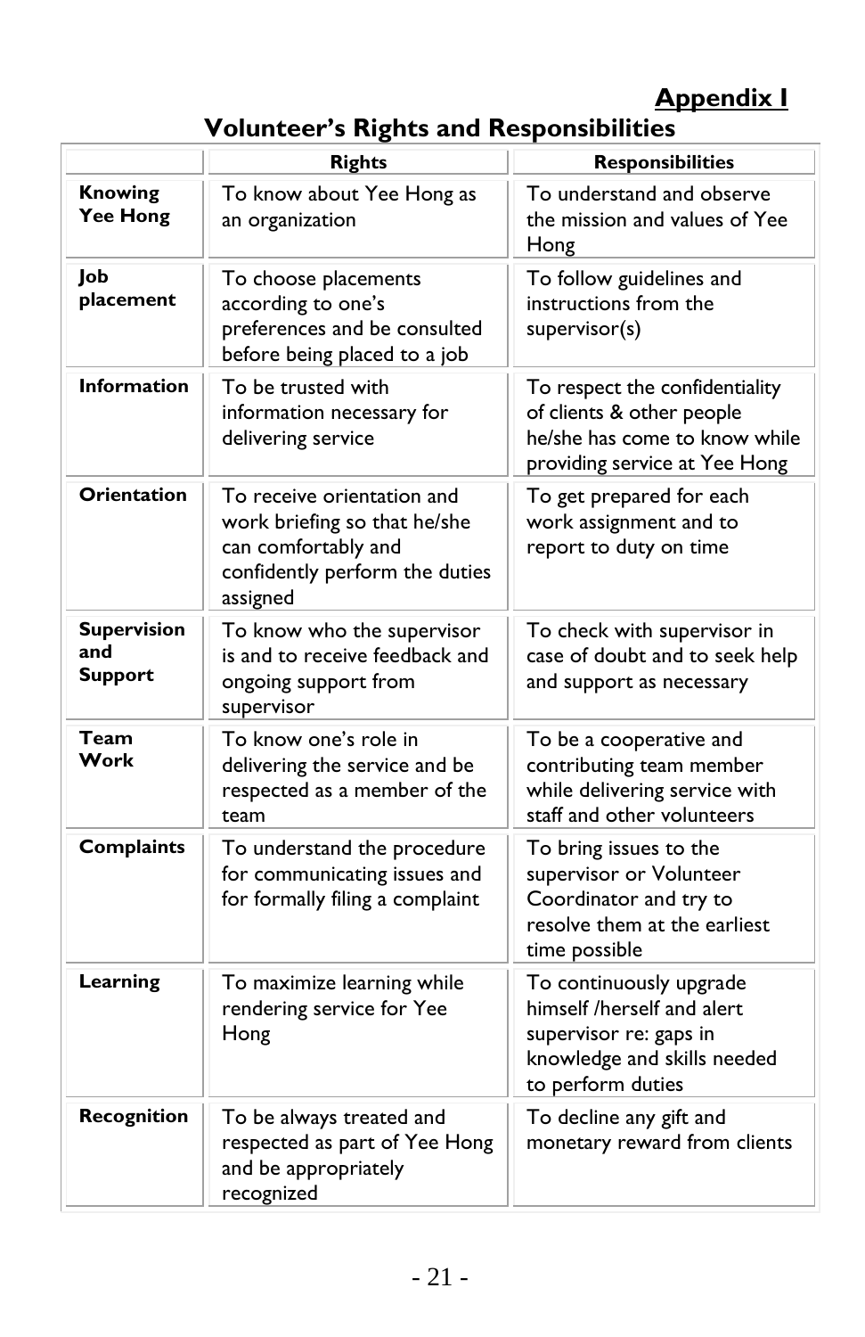## Appendix I

# Volunteer's Rights and Responsibilities

| | Rights | Responsibilities |
|---|---|---|
| **Knowing Yee Hong** | To know about Yee Hong as an organization | To understand and observe the mission and values of Yee Hong |
| **Job placement** | To choose placements according to one's preferences and be consulted before being placed to a job | To follow guidelines and instructions from the supervisor(s) |
| **Information** | To be trusted with information necessary for delivering service | To respect the confidentiality of clients & other people he/she has come to know while providing service at Yee Hong |
| **Orientation** | To receive orientation and work briefing so that he/she can comfortably and confidently perform the duties assigned | To get prepared for each work assignment and to report to duty on time |
| **Supervision and Support** | To know who the supervisor is and to receive feedback and ongoing support from supervisor | To check with supervisor in case of doubt and to seek help and support as necessary |
| **Team Work** | To know one's role in delivering the service and be respected as a member of the team | To be a cooperative and contributing team member while delivering service with staff and other volunteers |
| **Complaints** | To understand the procedure for communicating issues and for formally filing a complaint | To bring issues to the supervisor or Volunteer Coordinator and try to resolve them at the earliest time possible |
| **Learning** | To maximize learning while rendering service for Yee Hong | To continuously upgrade himself /herself and alert supervisor re: gaps in knowledge and skills needed to perform duties |
| **Recognition** | To be always treated and respected as part of Yee Hong and be appropriately recognized | To decline any gift and monetary reward from clients |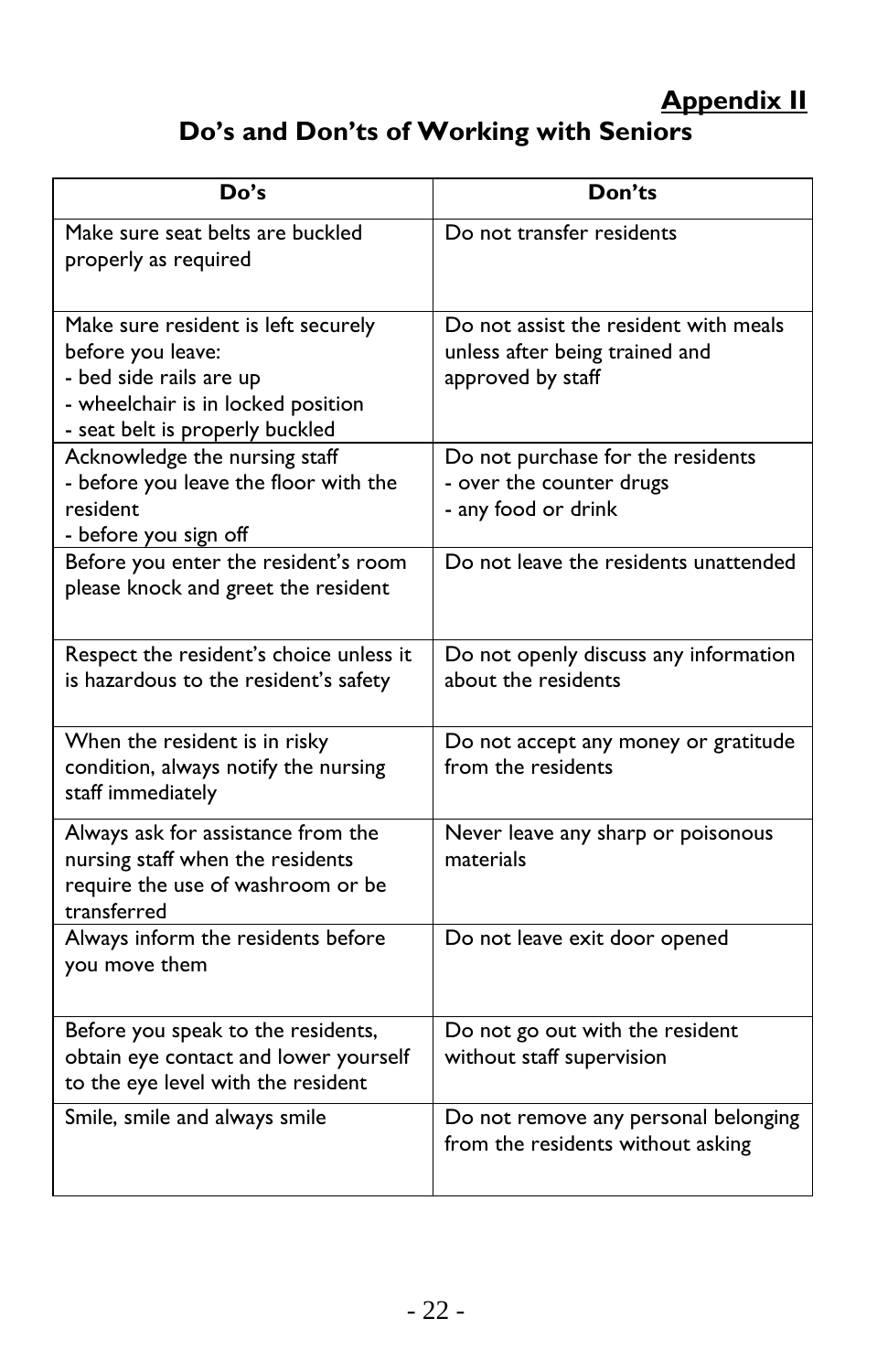## Appendix II

# Do's and Don'ts of Working with Seniors

| Do's | Don'ts |
|---|---|
| Make sure seat belts are buckled properly as required | Do not transfer residents |
| Make sure resident is left securely before you leave:<br>- bed side rails are up<br>- wheelchair is in locked position<br>- seat belt is properly buckled | Do not assist the resident with meals unless after being trained and approved by staff |
| Acknowledge the nursing staff<br>- before you leave the floor with the resident<br>- before you sign off | Do not purchase for the residents<br>- over the counter drugs<br>- any food or drink |
| Before you enter the resident's room please knock and greet the resident | Do not leave the residents unattended |
| Respect the resident's choice unless it is hazardous to the resident's safety | Do not openly discuss any information about the residents |
| When the resident is in risky condition, always notify the nursing staff immediately | Do not accept any money or gratitude from the residents |
| Always ask for assistance from the nursing staff when the residents require the use of washroom or be transferred | Never leave any sharp or poisonous materials |
| Always inform the residents before you move them | Do not leave exit door opened |
| Before you speak to the residents, obtain eye contact and lower yourself to the eye level with the resident | Do not go out with the resident without staff supervision |
| Smile, smile and always smile | Do not remove any personal belonging from the residents without asking |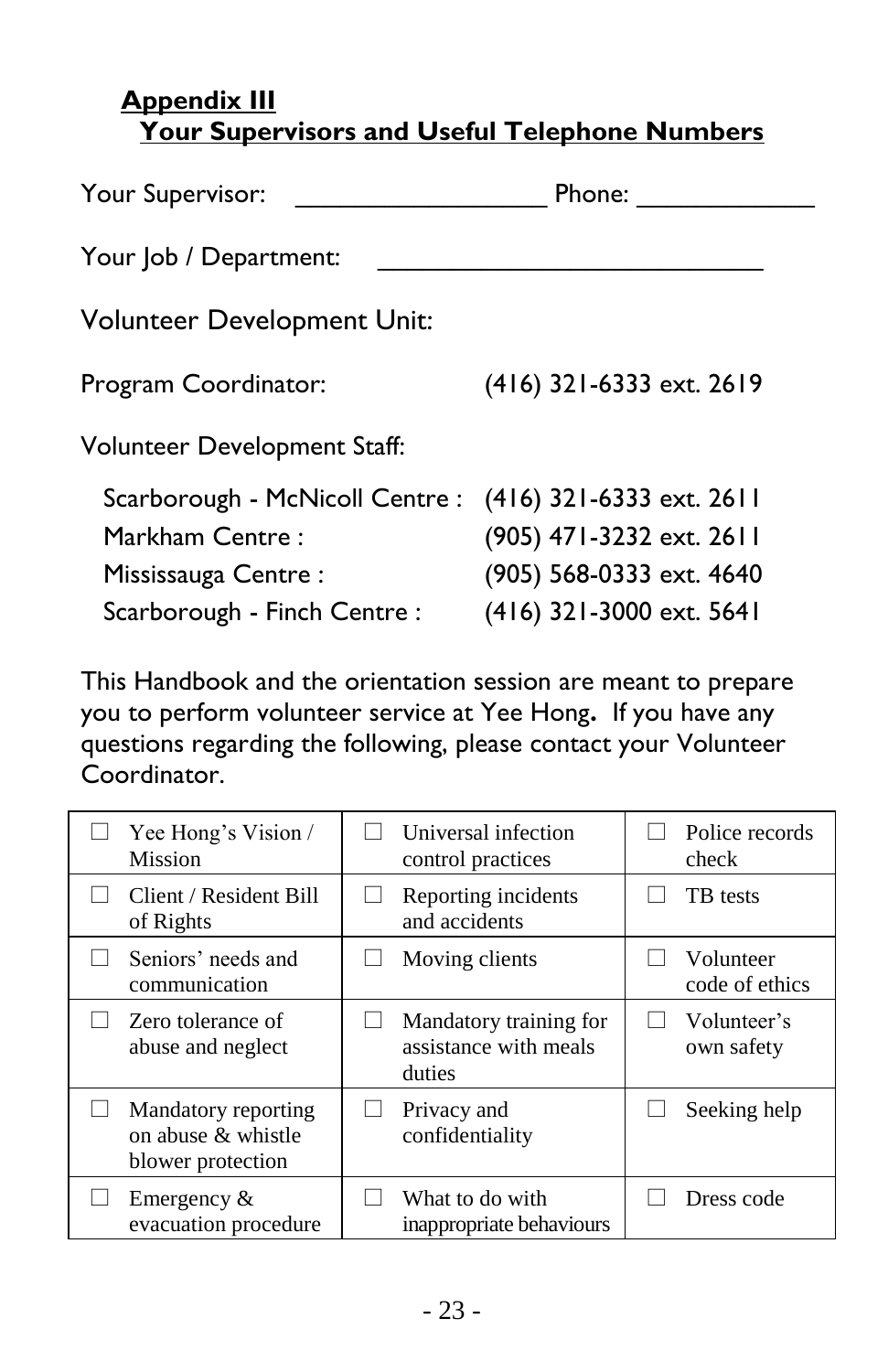## Appendix III

## Your Supervisors and Useful Telephone Numbers

Your Supervisor: ____________________ Phone: ______________

Your Job / Department: ______________________________

Volunteer Development Unit:

Program Coordinator: (416) 321-6333 ext. 2619

Volunteer Development Staff:

- Scarborough - McNicoll Centre : (416) 321-6333 ext. 2611
- Markham Centre : (905) 471-3232 ext. 2611
- Mississauga Centre : (905) 568-0333 ext. 4640
- Scarborough - Finch Centre : (416) 321-3000 ext. 5641

This Handbook and the orientation session are meant to prepare you to perform volunteer service at Yee Hong**.** If you have any questions regarding the following, please contact your Volunteer Coordinator.

| | | |
|---|---|---|
| ☐ Yee Hong's Vision / Mission | ☐ Universal infection control practices | ☐ Police records check |
| ☐ Client / Resident Bill of Rights | ☐ Reporting incidents and accidents | ☐ TB tests |
| ☐ Seniors' needs and communication | ☐ Moving clients | ☐ Volunteer code of ethics |
| ☐ Zero tolerance of abuse and neglect | ☐ Mandatory training for assistance with meals duties | ☐ Volunteer's own safety |
| ☐ Mandatory reporting on abuse & whistle blower protection | ☐ Privacy and confidentiality | ☐ Seeking help |
| ☐ Emergency & evacuation procedure | ☐ What to do with inappropriate behaviours | ☐ Dress code |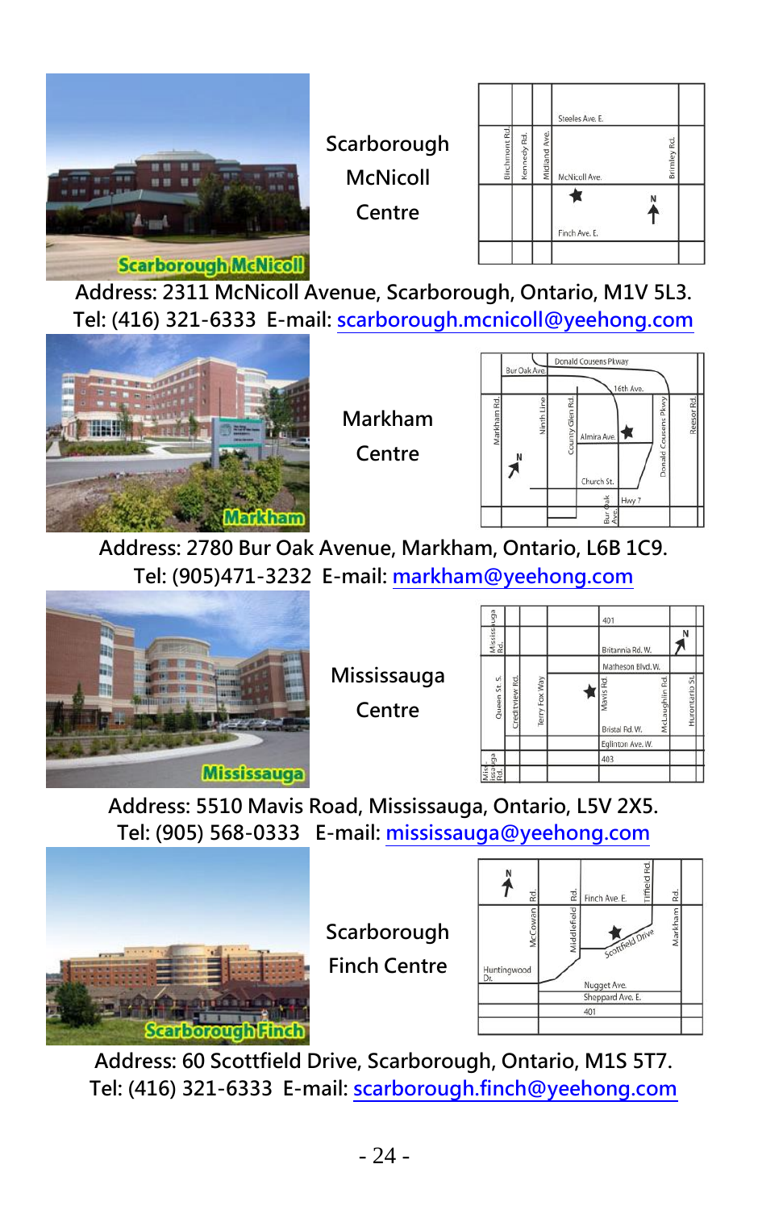Scarborough McNicoll Centre

Address: 2311 McNicoll Avenue, Scarborough, Ontario, M1V 5L3.
Tel: (416) 321-6333 E-mail: scarborough.mcnicoll@yeehong.com

Markham Centre

Address: 2780 Bur Oak Avenue, Markham, Ontario, L6B 1C9.
Tel: (905)471-3232 E-mail: markham@yeehong.com

Mississauga Centre

Address: 5510 Mavis Road, Mississauga, Ontario, L5V 2X5.
Tel: (905) 568-0333 E-mail: mississauga@yeehong.com

Scarborough Finch Centre

Address: 60 Scottfield Drive, Scarborough, Ontario, M1S 5T7.
Tel: (416) 321-6333 E-mail: scarborough.finch@yeehong.com